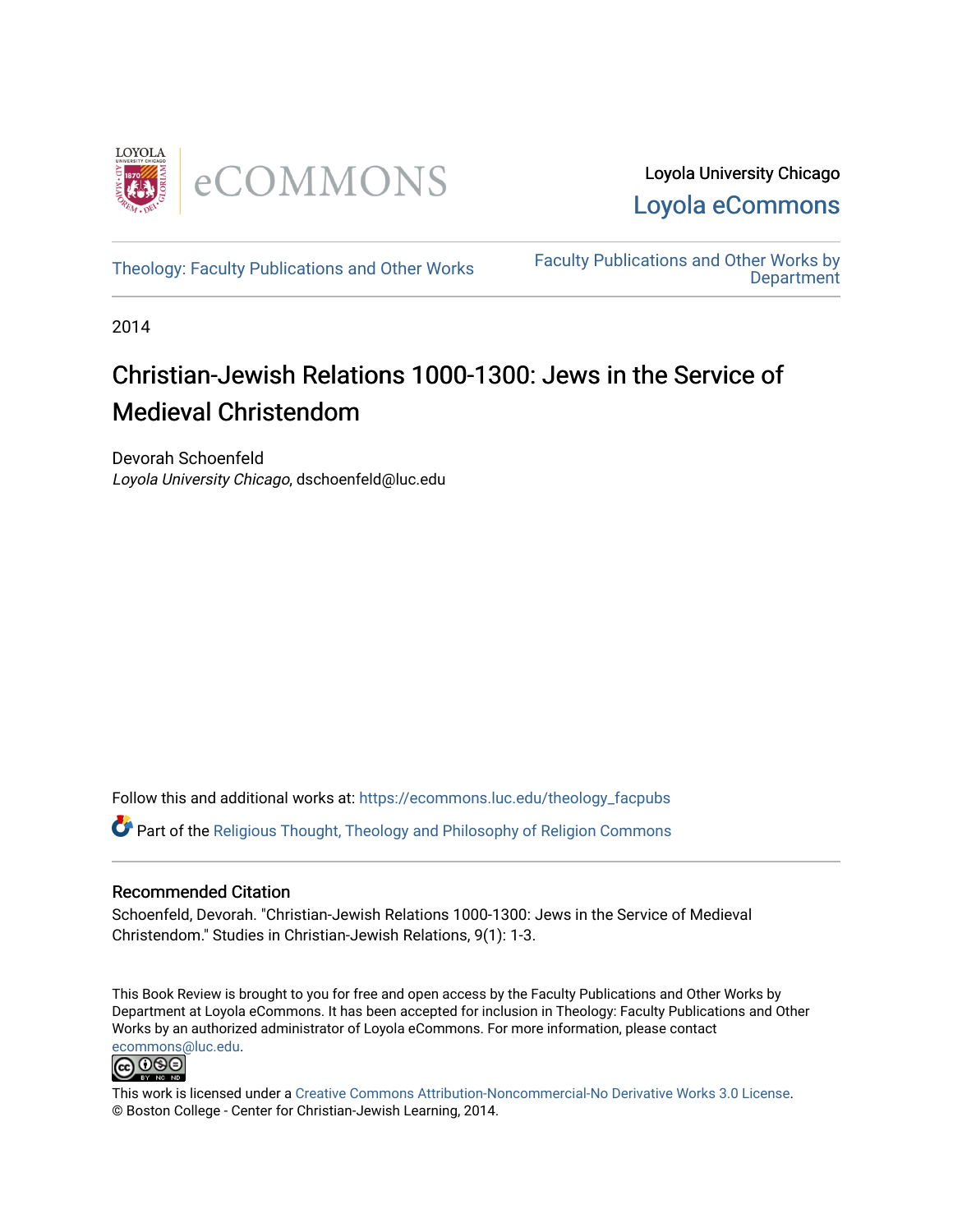Loyola University Chicago
Loyola eCommons

Theology: Faculty Publications and Other Works

Faculty Publications and Other Works by Department

2014

# Christian-Jewish Relations 1000-1300: Jews in the Service of Medieval Christendom

Devorah Schoenfeld
*Loyola University Chicago*, dschoenfeld@luc.edu

Follow this and additional works at: https://ecommons.luc.edu/theology_facpubs

Part of the Religious Thought, Theology and Philosophy of Religion Commons

## Recommended Citation

Schoenfeld, Devorah. "Christian-Jewish Relations 1000-1300: Jews in the Service of Medieval Christendom." Studies in Christian-Jewish Relations, 9(1): 1-3.

This Book Review is brought to you for free and open access by the Faculty Publications and Other Works by Department at Loyola eCommons. It has been accepted for inclusion in Theology: Faculty Publications and Other Works by an authorized administrator of Loyola eCommons. For more information, please contact ecommons@luc.edu.

This work is licensed under a Creative Commons Attribution-Noncommercial-No Derivative Works 3.0 License.
© Boston College - Center for Christian-Jewish Learning, 2014.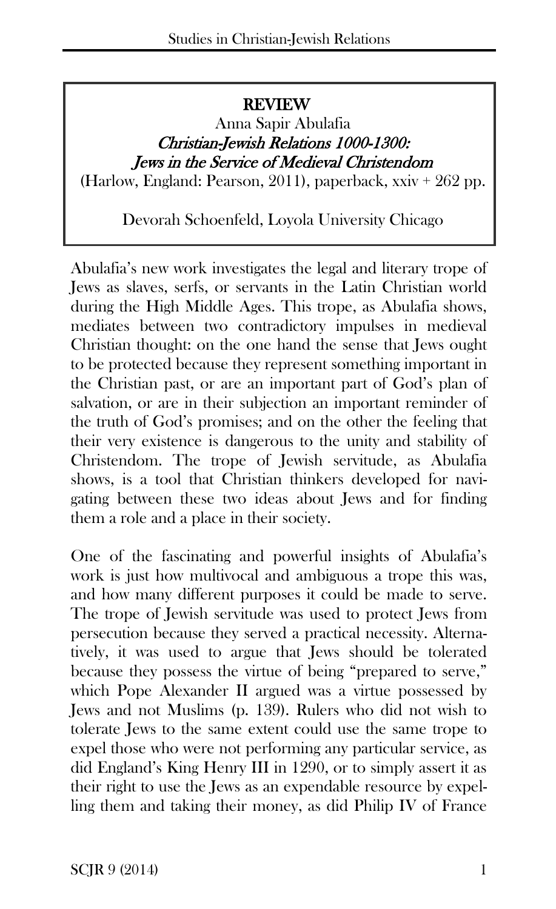**REVIEW**

Anna Sapir Abulafia

*Christian-Jewish Relations 1000-1300: Jews in the Service of Medieval Christendom*

(Harlow, England: Pearson, 2011), paperback, xxiv + 262 pp.

Devorah Schoenfeld, Loyola University Chicago

Abulafia's new work investigates the legal and literary trope of Jews as slaves, serfs, or servants in the Latin Christian world during the High Middle Ages. This trope, as Abulafia shows, mediates between two contradictory impulses in medieval Christian thought: on the one hand the sense that Jews ought to be protected because they represent something important in the Christian past, or are an important part of God's plan of salvation, or are in their subjection an important reminder of the truth of God's promises; and on the other the feeling that their very existence is dangerous to the unity and stability of Christendom. The trope of Jewish servitude, as Abulafia shows, is a tool that Christian thinkers developed for navigating between these two ideas about Jews and for finding them a role and a place in their society.

One of the fascinating and powerful insights of Abulafia's work is just how multivocal and ambiguous a trope this was, and how many different purposes it could be made to serve. The trope of Jewish servitude was used to protect Jews from persecution because they served a practical necessity. Alternatively, it was used to argue that Jews should be tolerated because they possess the virtue of being "prepared to serve," which Pope Alexander II argued was a virtue possessed by Jews and not Muslims (p. 139). Rulers who did not wish to tolerate Jews to the same extent could use the same trope to expel those who were not performing any particular service, as did England's King Henry III in 1290, or to simply assert it as their right to use the Jews as an expendable resource by expelling them and taking their money, as did Philip IV of France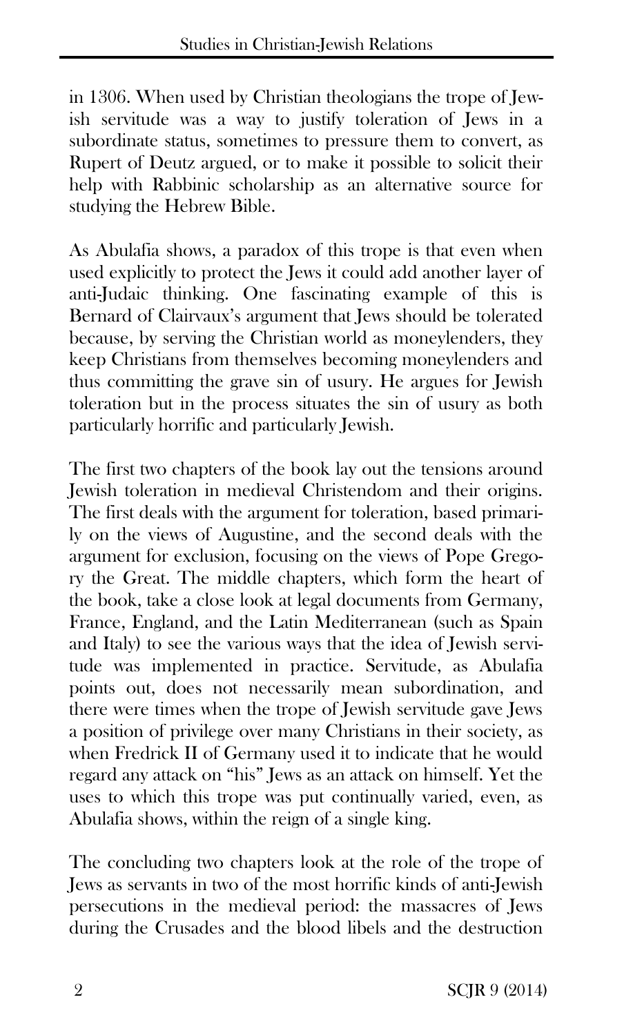in 1306. When used by Christian theologians the trope of Jewish servitude was a way to justify toleration of Jews in a subordinate status, sometimes to pressure them to convert, as Rupert of Deutz argued, or to make it possible to solicit their help with Rabbinic scholarship as an alternative source for studying the Hebrew Bible.

As Abulafia shows, a paradox of this trope is that even when used explicitly to protect the Jews it could add another layer of anti-Judaic thinking. One fascinating example of this is Bernard of Clairvaux's argument that Jews should be tolerated because, by serving the Christian world as moneylenders, they keep Christians from themselves becoming moneylenders and thus committing the grave sin of usury. He argues for Jewish toleration but in the process situates the sin of usury as both particularly horrific and particularly Jewish.

The first two chapters of the book lay out the tensions around Jewish toleration in medieval Christendom and their origins. The first deals with the argument for toleration, based primarily on the views of Augustine, and the second deals with the argument for exclusion, focusing on the views of Pope Gregory the Great. The middle chapters, which form the heart of the book, take a close look at legal documents from Germany, France, England, and the Latin Mediterranean (such as Spain and Italy) to see the various ways that the idea of Jewish servitude was implemented in practice. Servitude, as Abulafia points out, does not necessarily mean subordination, and there were times when the trope of Jewish servitude gave Jews a position of privilege over many Christians in their society, as when Fredrick II of Germany used it to indicate that he would regard any attack on "his" Jews as an attack on himself. Yet the uses to which this trope was put continually varied, even, as Abulafia shows, within the reign of a single king.

The concluding two chapters look at the role of the trope of Jews as servants in two of the most horrific kinds of anti-Jewish persecutions in the medieval period: the massacres of Jews during the Crusades and the blood libels and the destruction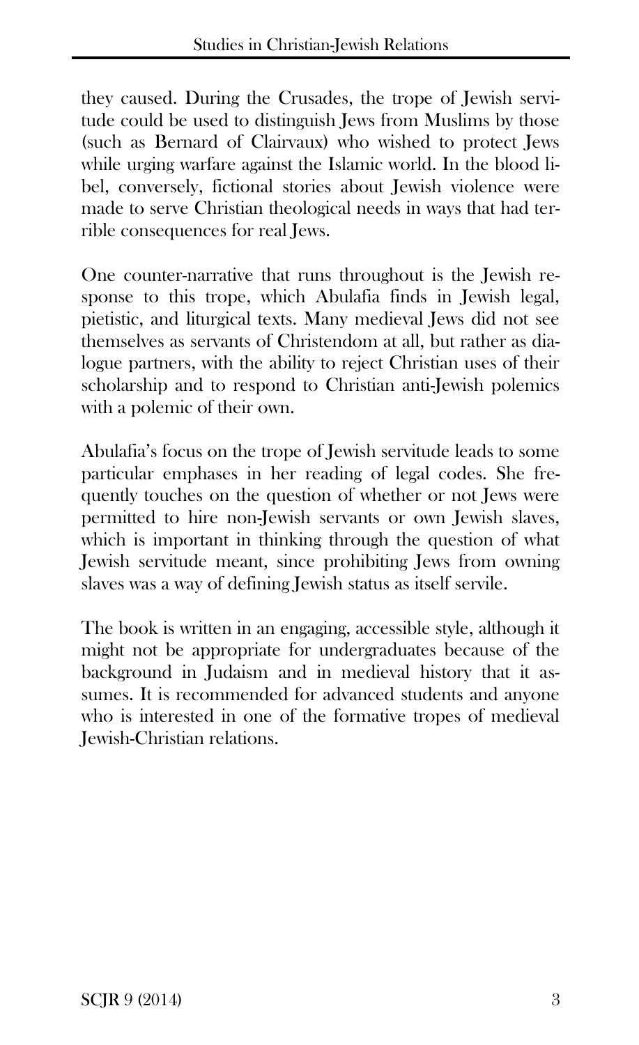they caused. During the Crusades, the trope of Jewish servitude could be used to distinguish Jews from Muslims by those (such as Bernard of Clairvaux) who wished to protect Jews while urging warfare against the Islamic world. In the blood libel, conversely, fictional stories about Jewish violence were made to serve Christian theological needs in ways that had terrible consequences for real Jews.

One counter-narrative that runs throughout is the Jewish response to this trope, which Abulafia finds in Jewish legal, pietistic, and liturgical texts. Many medieval Jews did not see themselves as servants of Christendom at all, but rather as dialogue partners, with the ability to reject Christian uses of their scholarship and to respond to Christian anti-Jewish polemics with a polemic of their own.

Abulafia's focus on the trope of Jewish servitude leads to some particular emphases in her reading of legal codes. She frequently touches on the question of whether or not Jews were permitted to hire non-Jewish servants or own Jewish slaves, which is important in thinking through the question of what Jewish servitude meant, since prohibiting Jews from owning slaves was a way of defining Jewish status as itself servile.

The book is written in an engaging, accessible style, although it might not be appropriate for undergraduates because of the background in Judaism and in medieval history that it assumes. It is recommended for advanced students and anyone who is interested in one of the formative tropes of medieval Jewish-Christian relations.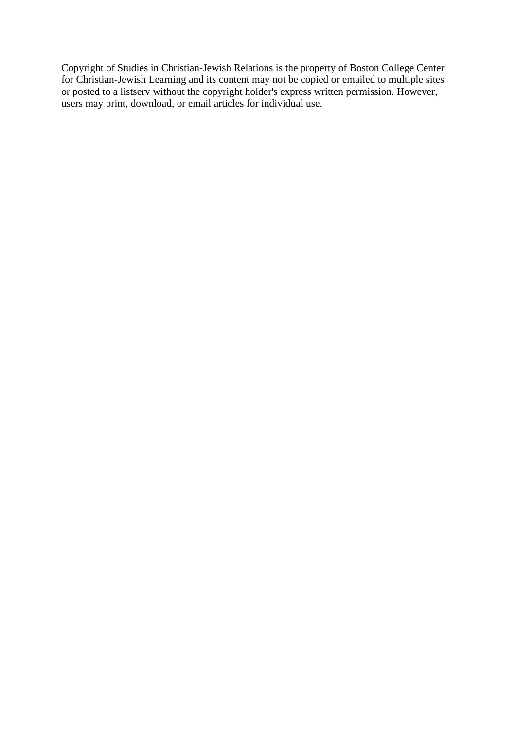Copyright of Studies in Christian-Jewish Relations is the property of Boston College Center for Christian-Jewish Learning and its content may not be copied or emailed to multiple sites or posted to a listserv without the copyright holder's express written permission. However, users may print, download, or email articles for individual use.